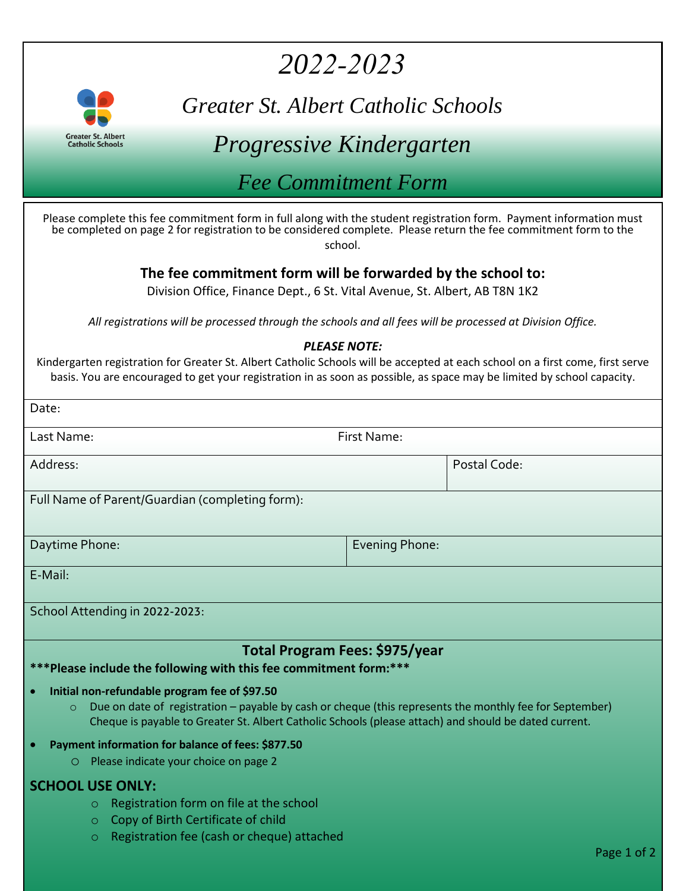# 2022-2023

## Greater St. Albert Catholic Schools

## Progressive Kindergarten

## Fee Commitment Form

Please complete this fee commitment form in full along with the student registration form. Payment information must be completed on page 2 for registration to be considered complete. Please return the fee commitment form to the school.

**The fee commitment form will be forwarded by the school to:**

Division Office, Finance Dept., 6 St. Vital Avenue, St. Albert, AB T8N 1K2

*All registrations will be processed through the schools and all fees will be processed at Division Office.*

***PLEASE NOTE:***

Kindergarten registration for Greater St. Albert Catholic Schools will be accepted at each school on a first come, first serve basis. You are encouraged to get your registration in as soon as possible, as space may be limited by school capacity.

| Date: | |
|---|---|
| Last Name: | First Name: |
| Address: | Postal Code: |
| Full Name of Parent/Guardian (completing form): | |
| Daytime Phone: | Evening Phone: |
| E-Mail: | |
| School Attending in 2022-2023: | |

**Total Program Fees: $975/year**

**\*\*\*Please include the following with this fee commitment form:\*\*\***

- **Initial non-refundable program fee of $97.50**
  - Due on date of registration – payable by cash or cheque (this represents the monthly fee for September) Cheque is payable to Greater St. Albert Catholic Schools (please attach) and should be dated current.
- **Payment information for balance of fees: $877.50**
  - Please indicate your choice on page 2

**SCHOOL USE ONLY:**

- Registration form on file at the school
- Copy of Birth Certificate of child
- Registration fee (cash or cheque) attached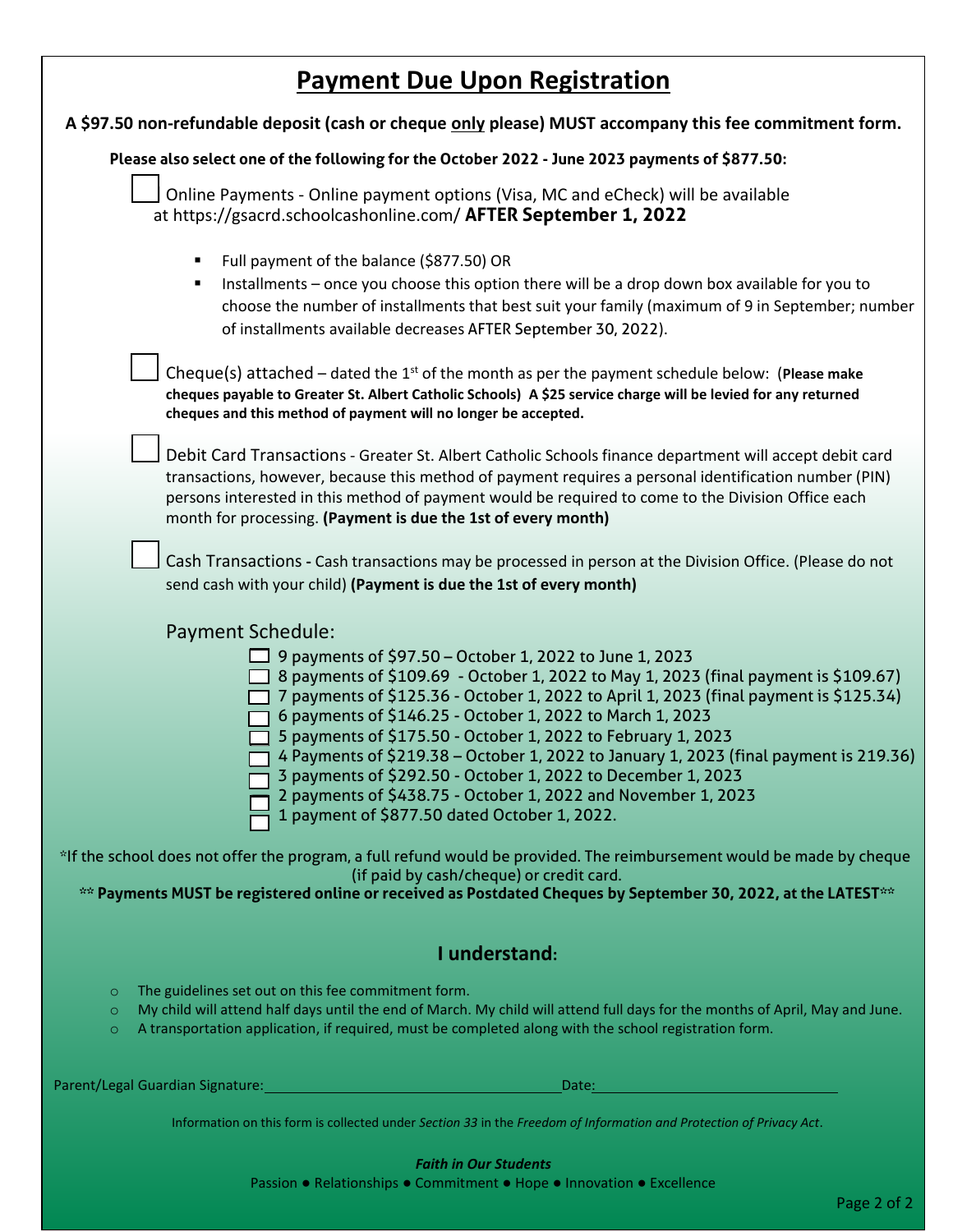## Payment Due Upon Registration

**A $97.50 non-refundable deposit (cash or cheque only please) MUST accompany this fee commitment form.**

**Please also select one of the following for the October 2022 - June 2023 payments of $877.50:**

☐ Online Payments - Online payment options (Visa, MC and eCheck) will be available at https://gsacrd.schoolcashonline.com/ **AFTER September 1, 2022**

- Full payment of the balance ($877.50) OR
- Installments – once you choose this option there will be a drop down box available for you to choose the number of installments that best suit your family (maximum of 9 in September; number of installments available decreases AFTER September 30, 2022).

☐ Cheque(s) attached – dated the 1st of the month as per the payment schedule below: (**Please make cheques payable to Greater St. Albert Catholic Schools) A $25 service charge will be levied for any returned cheques and this method of payment will no longer be accepted.**

☐ Debit Card Transactions - Greater St. Albert Catholic Schools finance department will accept debit card transactions, however, because this method of payment requires a personal identification number (PIN) persons interested in this method of payment would be required to come to the Division Office each month for processing. **(Payment is due the 1st of every month)**

☐ Cash Transactions **-** Cash transactions may be processed in person at the Division Office. (Please do not send cash with your child) **(Payment is due the 1st of every month)**

Payment Schedule:

☐ 9 payments of $97.50 – October 1, 2022 to June 1, 2023
☐ 8 payments of $109.69 - October 1, 2022 to May 1, 2023 (final payment is $109.67)
☐ 7 payments of $125.36 - October 1, 2022 to April 1, 2023 (final payment is $125.34)
☐ 6 payments of $146.25 - October 1, 2022 to March 1, 2023
☐ 5 payments of $175.50 - October 1, 2022 to February 1, 2023
☐ 4 Payments of $219.38 – October 1, 2022 to January 1, 2023 (final payment is 219.36)
☐ 3 payments of $292.50 - October 1, 2022 to December 1, 2023
☐ 2 payments of $438.75 - October 1, 2022 and November 1, 2023
☐ 1 payment of $877.50 dated October 1, 2022.

*If the school does not offer the program, a full refund would be provided. The reimbursement would be made by cheque (if paid by cash/cheque) or credit card.

**** Payments MUST be registered online or received as Postdated Cheques by September 30, 2022, at the LATEST****

### I understand:

- The guidelines set out on this fee commitment form.
- My child will attend half days until the end of March. My child will attend full days for the months of April, May and June.
- A transportation application, if required, must be completed along with the school registration form.

Parent/Legal Guardian Signature:______________________________ Date:______________________

Information on this form is collected under *Section 33* in the *Freedom of Information and Protection of Privacy Act*.

***Faith in Our Students***

Passion ● Relationships ● Commitment ● Hope ● Innovation ● Excellence